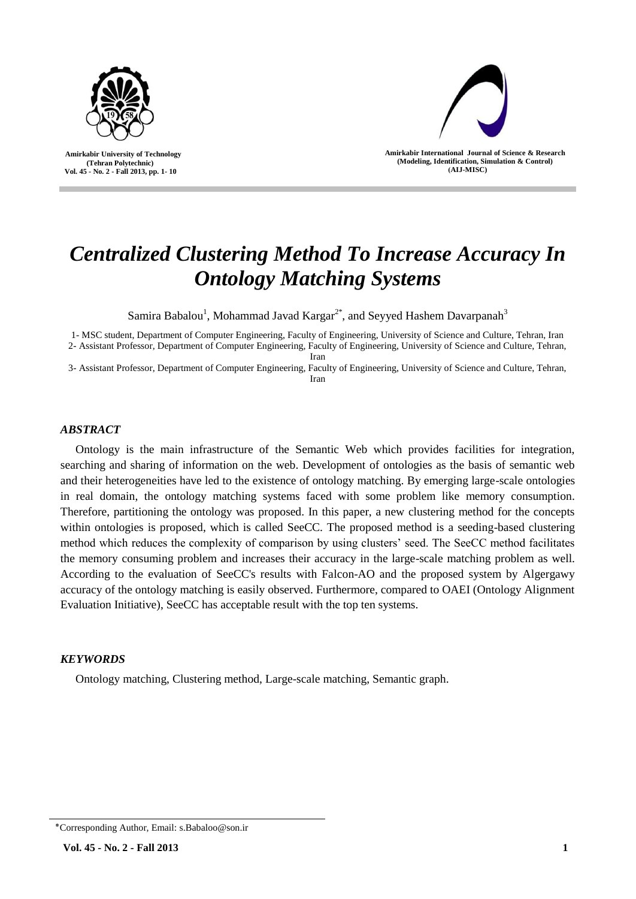# *Centralized Clustering Method To Increase Accuracy In Ontology Matching Systems*

Samira Babalou[1], Mohammad Javad Kargar[2*], and Seyyed Hashem Davarpanah[3]

1- MSC student, Department of Computer Engineering, Faculty of Engineering, University of Science and Culture, Tehran, Iran

2- Assistant Professor, Department of Computer Engineering, Faculty of Engineering, University of Science and Culture, Tehran, Iran

3- Assistant Professor, Department of Computer Engineering, Faculty of Engineering, University of Science and Culture, Tehran, Iran

### *ABSTRACT*

Ontology is the main infrastructure of the Semantic Web which provides facilities for integration, searching and sharing of information on the web. Development of ontologies as the basis of semantic web and their heterogeneities have led to the existence of ontology matching. By emerging large-scale ontologies in real domain, the ontology matching systems faced with some problem like memory consumption. Therefore, partitioning the ontology was proposed. In this paper, a new clustering method for the concepts within ontologies is proposed, which is called SeeCC. The proposed method is a seeding-based clustering method which reduces the complexity of comparison by using clusters' seed. The SeeCC method facilitates the memory consuming problem and increases their accuracy in the large-scale matching problem as well. According to the evaluation of SeeCC's results with Falcon-AO and the proposed system by Algergawy accuracy of the ontology matching is easily observed. Furthermore, compared to OAEI (Ontology Alignment Evaluation Initiative), SeeCC has acceptable result with the top ten systems.

### *KEYWORDS*

Ontology matching, Clustering method, Large-scale matching, Semantic graph.

---

*Corresponding Author, Email: s.Babaloo@son.ir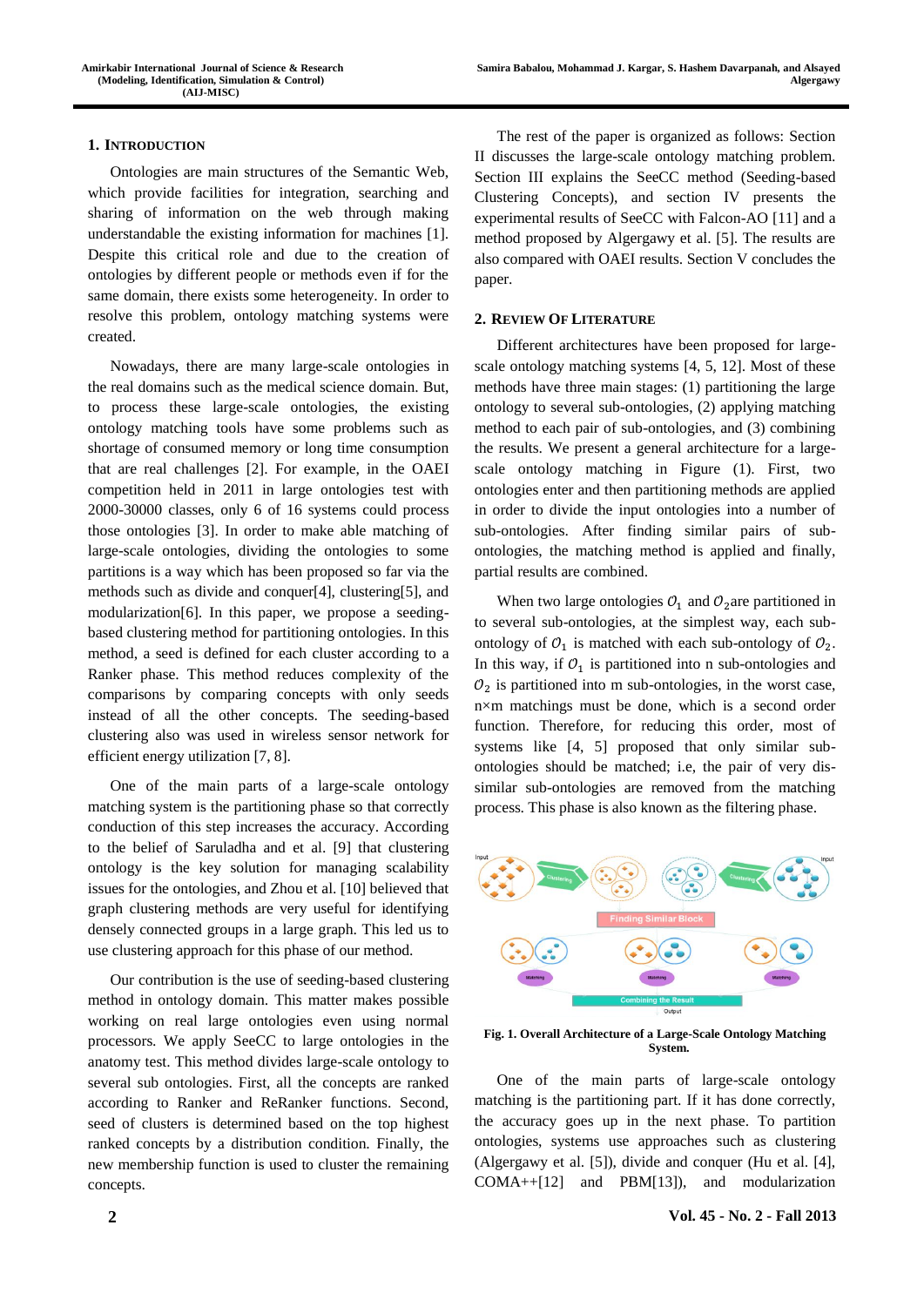## 1. Introduction

Ontologies are main structures of the Semantic Web, which provide facilities for integration, searching and sharing of information on the web through making understandable the existing information for machines [1]. Despite this critical role and due to the creation of ontologies by different people or methods even if for the same domain, there exists some heterogeneity. In order to resolve this problem, ontology matching systems were created.

Nowadays, there are many large-scale ontologies in the real domains such as the medical science domain. But, to process these large-scale ontologies, the existing ontology matching tools have some problems such as shortage of consumed memory or long time consumption that are real challenges [2]. For example, in the OAEI competition held in 2011 in large ontologies test with 2000-30000 classes, only 6 of 16 systems could process those ontologies [3]. In order to make able matching of large-scale ontologies, dividing the ontologies to some partitions is a way which has been proposed so far via the methods such as divide and conquer[4], clustering[5], and modularization[6]. In this paper, we propose a seeding-based clustering method for partitioning ontologies. In this method, a seed is defined for each cluster according to a Ranker phase. This method reduces complexity of the comparisons by comparing concepts with only seeds instead of all the other concepts. The seeding-based clustering also was used in wireless sensor network for efficient energy utilization [7, 8].

One of the main parts of a large-scale ontology matching system is the partitioning phase so that correctly conduction of this step increases the accuracy. According to the belief of Saruladha and et al. [9] that clustering ontology is the key solution for managing scalability issues for the ontologies, and Zhou et al. [10] believed that graph clustering methods are very useful for identifying densely connected groups in a large graph. This led us to use clustering approach for this phase of our method.

Our contribution is the use of seeding-based clustering method in ontology domain. This matter makes possible working on real large ontologies even using normal processors. We apply SeeCC to large ontologies in the anatomy test. This method divides large-scale ontology to several sub ontologies. First, all the concepts are ranked according to Ranker and ReRanker functions. Second, seed of clusters is determined based on the top highest ranked concepts by a distribution condition. Finally, the new membership function is used to cluster the remaining concepts.

The rest of the paper is organized as follows: Section II discusses the large-scale ontology matching problem. Section III explains the SeeCC method (Seeding-based Clustering Concepts), and section IV presents the experimental results of SeeCC with Falcon-AO [11] and a method proposed by Algergawy et al. [5]. The results are also compared with OAEI results. Section V concludes the paper.

## 2. Review Of Literature

Different architectures have been proposed for large-scale ontology matching systems [4, 5, 12]. Most of these methods have three main stages: (1) partitioning the large ontology to several sub-ontologies, (2) applying matching method to each pair of sub-ontologies, and (3) combining the results. We present a general architecture for a large-scale ontology matching in Figure (1). First, two ontologies enter and then partitioning methods are applied in order to divide the input ontologies into a number of sub-ontologies. After finding similar pairs of sub-ontologies, the matching method is applied and finally, partial results are combined.

When two large ontologies $O_1$ and $O_2$ are partitioned in to several sub-ontologies, at the simplest way, each sub-ontology of $O_1$ is matched with each sub-ontology of $O_2$. In this way, if $O_1$ is partitioned into n sub-ontologies and $O_2$ is partitioned into m sub-ontologies, in the worst case, n×m matchings must be done, which is a second order function. Therefore, for reducing this order, most of systems like [4, 5] proposed that only similar sub-ontologies should be matched; i.e, the pair of very dis-similar sub-ontologies are removed from the matching process. This phase is also known as the filtering phase.

**Fig. 1. Overall Architecture of a Large-Scale Ontology Matching System.**

One of the main parts of large-scale ontology matching is the partitioning part. If it has done correctly, the accuracy goes up in the next phase. To partition ontologies, systems use approaches such as clustering (Algergawy et al. [5]), divide and conquer (Hu et al. [4], COMA++[12] and PBM[13]), and modularization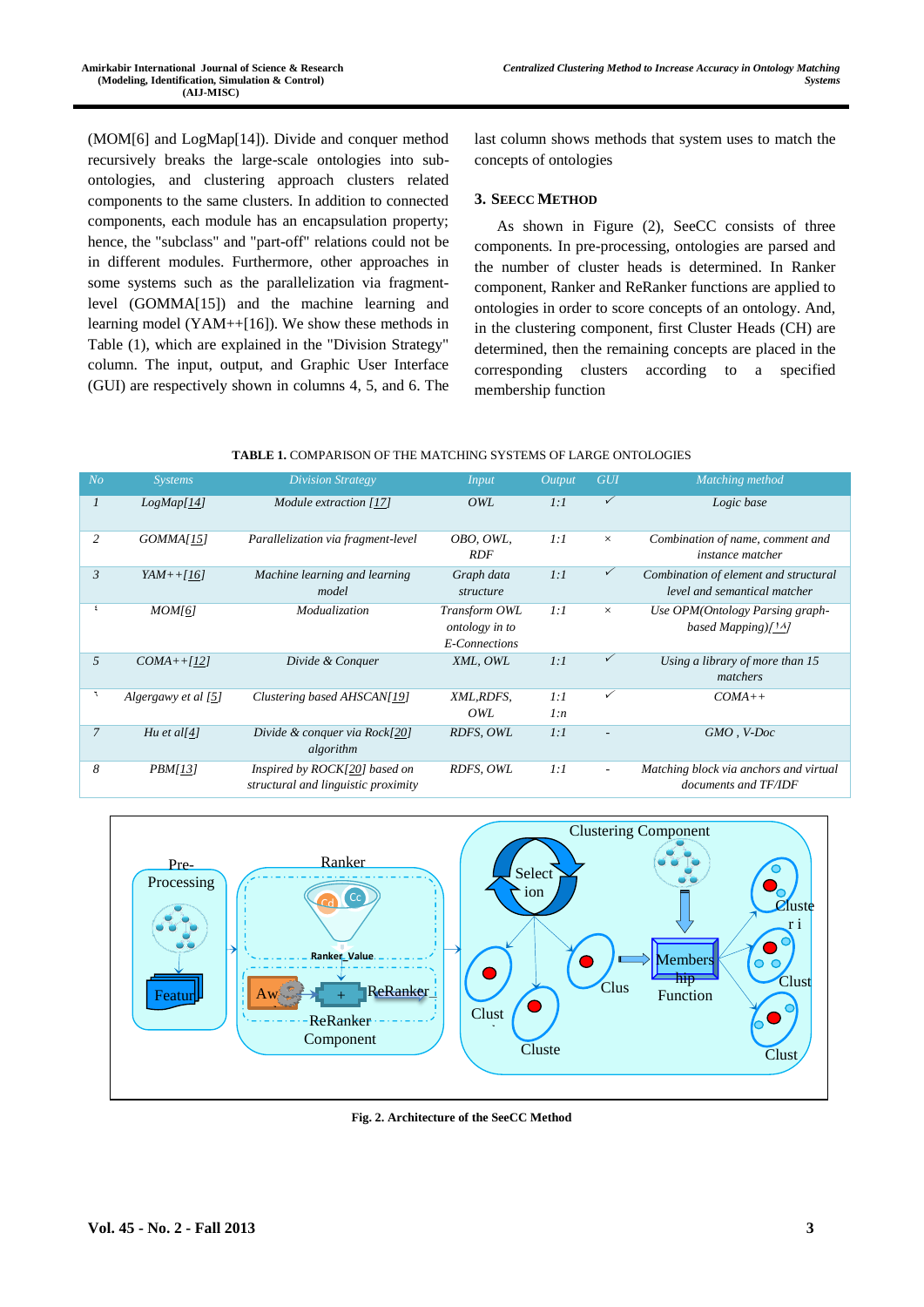(MOM[6] and LogMap[14]). Divide and conquer method recursively breaks the large-scale ontologies into sub-ontologies, and clustering approach clusters related components to the same clusters. In addition to connected components, each module has an encapsulation property; hence, the "subclass" and "part-off" relations could not be in different modules. Furthermore, other approaches in some systems such as the parallelization via fragment-level (GOMMA[15]) and the machine learning and learning model (YAM++[16]). We show these methods in Table (1), which are explained in the "Division Strategy" column. The input, output, and Graphic User Interface (GUI) are respectively shown in columns 4, 5, and 6. The last column shows methods that system uses to match the concepts of ontologies

## 3. SEECC METHOD

As shown in Figure (2), SeeCC consists of three components. In pre-processing, ontologies are parsed and the number of cluster heads is determined. In Ranker component, Ranker and ReRanker functions are applied to ontologies in order to score concepts of an ontology. And, in the clustering component, first Cluster Heads (CH) are determined, then the remaining concepts are placed in the corresponding clusters according to a specified membership function

**TABLE 1.** COMPARISON OF THE MATCHING SYSTEMS OF LARGE ONTOLOGIES

| No | Systems | Division Strategy | Input | Output | GUI | Matching method |
|---|---|---|---|---|---|---|
| 1 | LogMap[17] | Module extraction [17] | OWL | 1:1 | ✓ | Logic base |
| 2 | GOMMA[15] | Parallelization via fragment-level | OBO, OWL, RDF | 1:1 | × | Combination of name, comment and instance matcher |
| 3 | YAM++[16] | Machine learning and learning model | Graph data structure | 1:1 | ✓ | Combination of element and structural level and semantical matcher |
| ٤ | MOM[6] | Modualization | Transform OWL ontology in to E-Connections | 1:1 | × | Use OPM(Ontology Parsing graph-based Mapping)[١٨] |
| 5 | COMA++[12] | Divide & Conquer | XML, OWL | 1:1 | ✓ | Using a library of more than 15 matchers |
| ٦ | Algergawy et al [5] | Clustering based AHSCAN[19] | XML,RDFS, OWL | 1:1 1:n | ✓ | COMA++ |
| 7 | Hu et al[4] | Divide & conquer via Rock[20] algorithm | RDFS, OWL | 1:1 | - | GMO , V-Doc |
| 8 | PBM[13] | Inspired by ROCK[20] based on structural and linguistic proximity | RDFS, OWL | 1:1 | - | Matching block via anchors and virtual documents and TF/IDF |

**Fig. 2. Architecture of the SeeCC Method**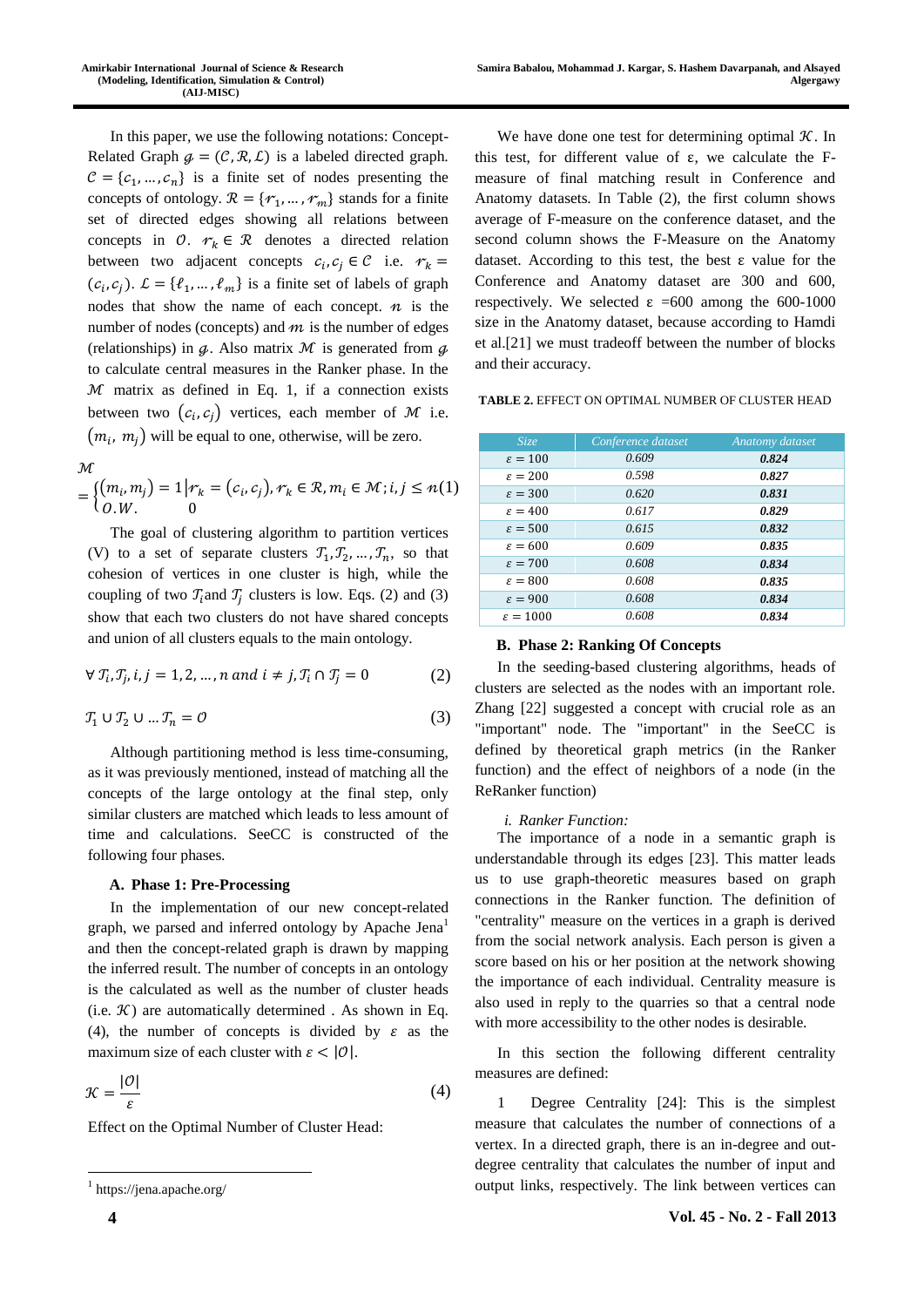In this paper, we use the following notations: Concept-Related Graph $\mathcal{g} = (\mathcal{C}, \mathcal{R}, \mathcal{L})$ is a labeled directed graph. $\mathcal{C} = \{c_1, \ldots, c_n\}$ is a finite set of nodes presenting the concepts of ontology. $\mathcal{R} = \{r_1, \ldots, r_m\}$ stands for a finite set of directed edges showing all relations between concepts in $\mathcal{O}$. $r_k \in \mathcal{R}$ denotes a directed relation between two adjacent concepts $c_i, c_j \in \mathcal{C}$ i.e. $r_k = (c_i, c_j)$. $\mathcal{L} = \{\ell_1, \ldots, \ell_m\}$ is a finite set of labels of graph nodes that show the name of each concept. $n$ is the number of nodes (concepts) and $m$ is the number of edges (relationships) in $\mathcal{g}$. Also matrix $\mathcal{M}$ is generated from $\mathcal{g}$ to calculate central measures in the Ranker phase. In the $\mathcal{M}$ matrix as defined in Eq. 1, if a connection exists between two $(c_i, c_j)$ vertices, each member of $\mathcal{M}$ i.e. $(m_i, m_j)$ will be equal to one, otherwise, will be zero.

$$\mathcal{M} = \begin{cases} (m_i, m_j) = 1 \,|\, r_k = (c_i, c_j), r_k \in \mathcal{R}, m_i \in \mathcal{M}; i, j \leq n \\ O.W. \quad\quad 0 \end{cases} \quad (1)$$

The goal of clustering algorithm to partition vertices (V) to a set of separate clusters $\mathcal{T}_1, \mathcal{T}_2, \ldots, \mathcal{T}_n$, so that cohesion of vertices in one cluster is high, while the coupling of two $\mathcal{T}_i$ and $\mathcal{T}_j$ clusters is low. Eqs. (2) and (3) show that each two clusters do not have shared concepts and union of all clusters equals to the main ontology.

$$\forall\, \mathcal{T}_i, \mathcal{T}_j, i, j = 1, 2, \ldots, n \text{ and } i \neq j, \mathcal{T}_i \cap \mathcal{T}_j = 0 \quad (2)$$

$$\mathcal{T}_1 \cup \mathcal{T}_2 \cup \ldots \mathcal{T}_n = \mathcal{O} \quad (3)$$

Although partitioning method is less time-consuming, as it was previously mentioned, instead of matching all the concepts of the large ontology at the final step, only similar clusters are matched which leads to less amount of time and calculations. SeeCC is constructed of the following four phases.

### A. Phase 1: Pre-Processing

In the implementation of our new concept-related graph, we parsed and inferred ontology by Apache Jena[1] and then the concept-related graph is drawn by mapping the inferred result. The number of concepts in an ontology is the calculated as well as the number of cluster heads (i.e. $\mathcal{K}$) are automatically determined . As shown in Eq. (4), the number of concepts is divided by $\varepsilon$ as the maximum size of each cluster with $\varepsilon < |\mathcal{O}|$.

$$\mathcal{K} = \frac{|\mathcal{O}|}{\varepsilon} \quad (4)$$

Effect on the Optimal Number of Cluster Head:

[1] https://jena.apache.org/

We have done one test for determining optimal $\mathcal{K}$. In this test, for different value of ε, we calculate the F-measure of final matching result in Conference and Anatomy datasets. In Table (2), the first column shows average of F-measure on the conference dataset, and the second column shows the F-Measure on the Anatomy dataset. According to this test, the best ε value for the Conference and Anatomy dataset are 300 and 600, respectively. We selected ε =600 among the 600-1000 size in the Anatomy dataset, because according to Hamdi et al.[21] we must tradeoff between the number of blocks and their accuracy.

**TABLE 2.** EFFECT ON OPTIMAL NUMBER OF CLUSTER HEAD

| *Size* | *Conference dataset* | *Anatomy dataset* |
|---|---|---|
| $\varepsilon = 100$ | *0.609* | ***0.824*** |
| $\varepsilon = 200$ | *0.598* | ***0.827*** |
| $\varepsilon = 300$ | *0.620* | ***0.831*** |
| $\varepsilon = 400$ | *0.617* | ***0.829*** |
| $\varepsilon = 500$ | *0.615* | ***0.832*** |
| $\varepsilon = 600$ | *0.609* | ***0.835*** |
| $\varepsilon = 700$ | *0.608* | ***0.834*** |
| $\varepsilon = 800$ | *0.608* | ***0.835*** |
| $\varepsilon = 900$ | *0.608* | ***0.834*** |
| $\varepsilon = 1000$ | *0.608* | ***0.834*** |

### B. Phase 2: Ranking Of Concepts

In the seeding-based clustering algorithms, heads of clusters are selected as the nodes with an important role. Zhang [22] suggested a concept with crucial role as an "important" node. The "important" in the SeeCC is defined by theoretical graph metrics (in the Ranker function) and the effect of neighbors of a node (in the ReRanker function)

#### *i. Ranker Function:*

The importance of a node in a semantic graph is understandable through its edges [23]. This matter leads us to use graph-theoretic measures based on graph connections in the Ranker function. The definition of "centrality" measure on the vertices in a graph is derived from the social network analysis. Each person is given a score based on his or her position at the network showing the importance of each individual. Centrality measure is also used in reply to the quarries so that a central node with more accessibility to the other nodes is desirable.

In this section the following different centrality measures are defined:

1 Degree Centrality [24]: This is the simplest measure that calculates the number of connections of a vertex. In a directed graph, there is an in-degree and out-degree centrality that calculates the number of input and output links, respectively. The link between vertices can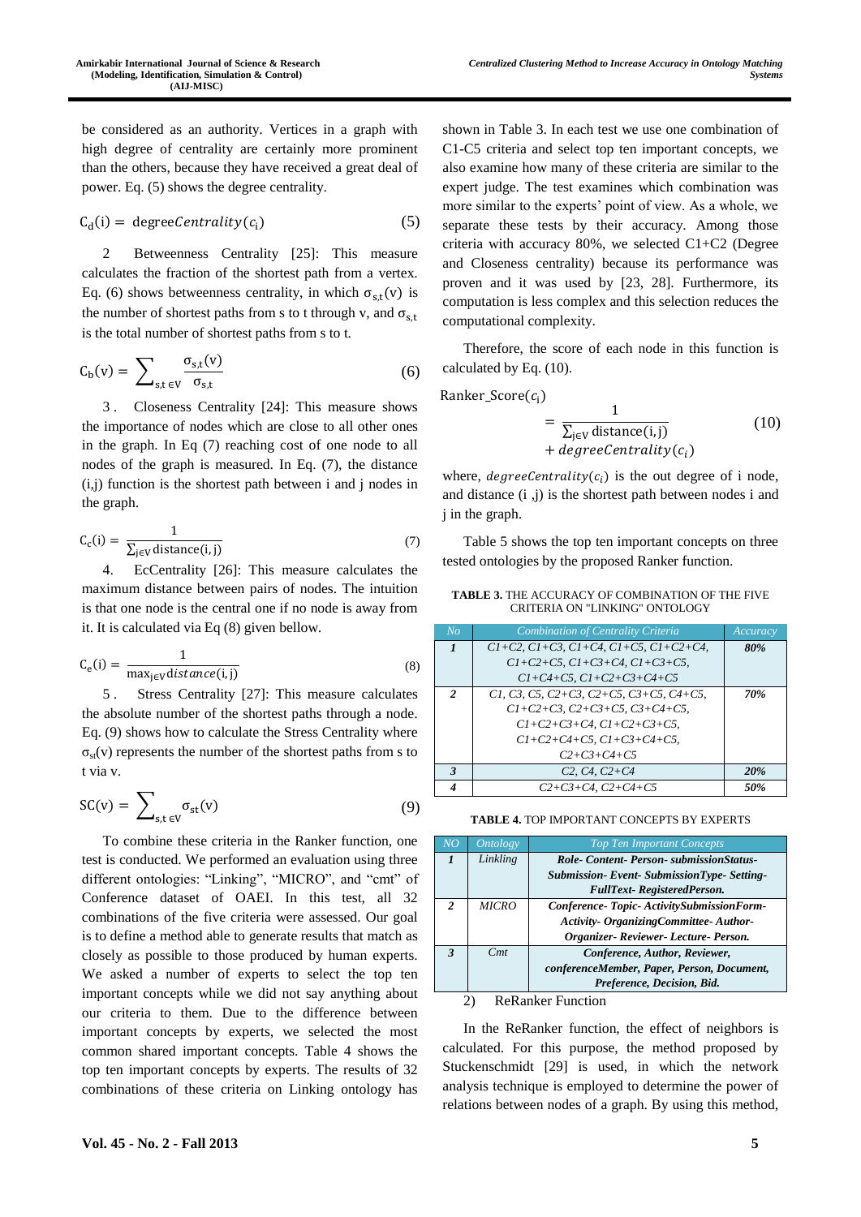be considered as an authority. Vertices in a graph with high degree of centrality are certainly more prominent than the others, because they have received a great deal of power. Eq. (5) shows the degree centrality.

$$C_d(i) = \text{degree}Centrality(c_i) \tag{5}$$

2 Betweenness Centrality [25]: This measure calculates the fraction of the shortest path from a vertex. Eq. (6) shows betweenness centrality, in which $\sigma_{s,t}(v)$ is the number of shortest paths from s to t through v, and $\sigma_{s,t}$ is the total number of shortest paths from s to t.

$$C_b(v) = \sum_{s,t \in V} \frac{\sigma_{s,t}(v)}{\sigma_{s,t}} \tag{6}$$

3 . Closeness Centrality [24]: This measure shows the importance of nodes which are close to all other ones in the graph. In Eq (7) reaching cost of one node to all nodes of the graph is measured. In Eq. (7), the distance (i,j) function is the shortest path between i and j nodes in the graph.

$$C_c(i) = \frac{1}{\sum_{j \in V} \text{distance}(i,j)} \tag{7}$$

4. EcCentrality [26]: This measure calculates the maximum distance between pairs of nodes. The intuition is that one node is the central one if no node is away from it. It is calculated via Eq (8) given bellow.

$$C_e(i) = \frac{1}{\max_{j \in V} distance(i,j)} \tag{8}$$

5 . Stress Centrality [27]: This measure calculates the absolute number of the shortest paths through a node. Eq. (9) shows how to calculate the Stress Centrality where $\sigma_{st}(v)$ represents the number of the shortest paths from s to t via v.

$$SC(v) = \sum_{s,t \in V} \sigma_{st}(v) \tag{9}$$

To combine these criteria in the Ranker function, one test is conducted. We performed an evaluation using three different ontologies: "Linking", "MICRO", and "cmt" of Conference dataset of OAEI. In this test, all 32 combinations of the five criteria were assessed. Our goal is to define a method able to generate results that match as closely as possible to those produced by human experts. We asked a number of experts to select the top ten important concepts while we did not say anything about our criteria to them. Due to the difference between important concepts by experts, we selected the most common shared important concepts. Table 4 shows the top ten important concepts by experts. The results of 32 combinations of these criteria on Linking ontology has shown in Table 3. In each test we use one combination of C1-C5 criteria and select top ten important concepts, we also examine how many of these criteria are similar to the expert judge. The test examines which combination was more similar to the experts' point of view. As a whole, we separate these tests by their accuracy. Among those criteria with accuracy 80%, we selected C1+C2 (Degree and Closeness centrality) because its performance was proven and it was used by [23, 28]. Furthermore, its computation is less complex and this selection reduces the computational complexity.

Therefore, the score of each node in this function is calculated by Eq. (10).

$$\text{Ranker\_Score}(c_i) = \frac{1}{\sum_{j \in V} \text{distance}(i,j)} + degreeCentrality(c_i) \tag{10}$$

where, $degreeCentrality(c_i)$ is the out degree of i node, and distance (i ,j) is the shortest path between nodes i and j in the graph.

Table 5 shows the top ten important concepts on three tested ontologies by the proposed Ranker function.

**TABLE 3.** THE ACCURACY OF COMBINATION OF THE FIVE CRITERIA ON "LINKING" ONTOLOGY

| No | Combination of Centrality Criteria | Accuracy |
|---|---|---|
| **1** | *C1+C2, C1+C3, C1+C4, C1+C5, C1+C2+C4, C1+C2+C5, C1+C3+C4, C1+C3+C5, C1+C4+C5, C1+C2+C3+C4+C5* | **80%** |
| **2** | *C1, C3, C5, C2+C3, C2+C5, C3+C5, C4+C5, C1+C2+C3, C2+C3+C5, C3+C4+C5, C1+C2+C3+C4, C1+C2+C3+C5, C1+C2+C4+C5, C1+C3+C4+C5, C2+C3+C4+C5* | **70%** |
| **3** | *C2, C4, C2+C4* | **20%** |
| **4** | *C2+C3+C4, C2+C4+C5* | **50%** |

**TABLE 4.** TOP IMPORTANT CONCEPTS BY EXPERTS

| NO | Ontology | Top Ten Important Concepts |
|---|---|---|
| **1** | *Linkling* | ***Role- Content- Person- submissionStatus- Submission- Event- SubmissionType- Setting- FullText- RegisteredPerson.*** |
| **2** | *MICRO* | ***Conference- Topic- ActivitySubmissionForm- Activity- OrganizingCommittee- Author- Organizer- Reviewer- Lecture- Person.*** |
| **3** | *Cmt* | ***Conference, Author, Reviewer, conferenceMember, Paper, Person, Document, Preference, Decision, Bid.*** |

2) ReRanker Function

In the ReRanker function, the effect of neighbors is calculated. For this purpose, the method proposed by Stuckenschmidt [29] is used, in which the network analysis technique is employed to determine the power of relations between nodes of a graph. By using this method,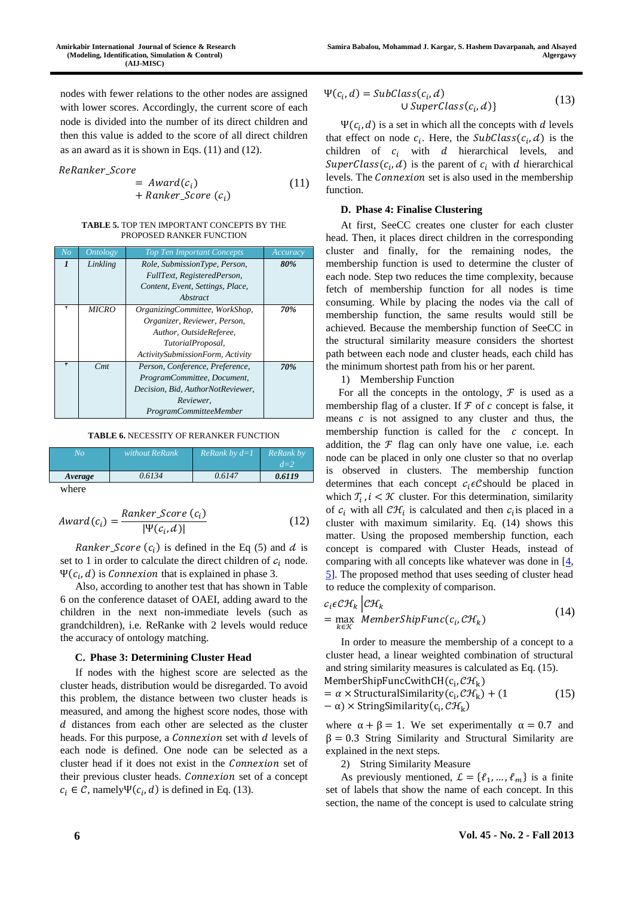nodes with fewer relations to the other nodes are assigned with lower scores. Accordingly, the current score of each node is divided into the number of its direct children and then this value is added to the score of all direct children as an award as it is shown in Eqs. (11) and (12).

$$ReRanker\_Score = Award(c_i) + Ranker\_Score\ (c_i) \tag{11}$$

**TABLE 5.** TOP TEN IMPORTANT CONCEPTS BY THE PROPOSED RANKER FUNCTION

| No | Ontology | Top Ten Important Concepts | Accuracy |
|---|---|---|---|
| **1** | Linkling | Role, SubmissionType, Person, FullText, RegisteredPerson, Content, Event, Settings, Place, Abstract | **80%** |
| ۲ | MICRO | OrganizingCommittee, WorkShop, Organizer, Reviewer, Person, Author, OutsideReferee, TutorialProposal, ActivitySubmissionForm, Activity | **70%** |
| ۳ | Cmt | Person, Conference, Preference, ProgramCommittee, Document, Decision, Bid, AuthorNotReviewer, Reviewer, ProgramCommitteeMember | **70%** |

**TABLE 6.** NECESSITY OF RERANKER FUNCTION

| No | without ReRank | ReRank by d=1 | ReRank by d=2 |
|---|---|---|---|
| **Average** | 0.6134 | 0.6147 | **0.6119** |

where

$$Award\,(c_i) = \frac{Ranker\_Score\ (c_i)}{|\Psi(c_i, d)|} \tag{12}$$

$Ranker\_Score\ (c_i)$ is defined in the Eq (5) and $d$ is set to 1 in order to calculate the direct children of $c_i$ node. $\Psi(c_i, d)$ is $Connexion$ that is explained in phase 3.

Also, according to another test that has shown in Table 6 on the conference dataset of OAEI, adding award to the children in the next non-immediate levels (such as grandchildren), i.e. ReRanke with 2 levels would reduce the accuracy of ontology matching.

### C. Phase 3: Determining Cluster Head

If nodes with the highest score are selected as the cluster heads, distribution would be disregarded. To avoid this problem, the distance between two cluster heads is measured, and among the highest score nodes, those with $d$ distances from each other are selected as the cluster heads. For this purpose, a $Connexion$ set with $d$ levels of each node is defined. One node can be selected as a cluster head if it does not exist in the $Connexion$ set of their previous cluster heads. $Connexion$ set of a concept $c_i \in \mathcal{C}$, namely $\Psi(c_i, d)$ is defined in Eq. (13).

$$\Psi(c_i, d) = SubClass(c_i, d) \cup SuperClass(c_i, d)\} \tag{13}$$

$\Psi(c_i, d)$ is a set in which all the concepts with $d$ levels that effect on node $c_i$. Here, the $SubClass(c_i, d)$ is the children of $c_i$ with $d$ hierarchical levels, and $SuperClass(c_i, d)$ is the parent of $c_i$ with $d$ hierarchical levels. The $Connexion$ set is also used in the membership function.

### D. Phase 4: Finalise Clustering

At first, SeeCC creates one cluster for each cluster head. Then, it places direct children in the corresponding cluster and finally, for the remaining nodes, the membership function is used to determine the cluster of each node. Step two reduces the time complexity, because fetch of membership function for all nodes is time consuming. While by placing the nodes via the call of membership function, the same results would still be achieved. Because the membership function of SeeCC in the structural similarity measure considers the shortest path between each node and cluster heads, each child has the minimum shortest path from his or her parent.

1) Membership Function

For all the concepts in the ontology, $\mathcal{F}$ is used as a membership flag of a cluster. If $\mathcal{F}$ of $c$ concept is false, it means $c$ is not assigned to any cluster and thus, the membership function is called for the $c$ concept. In addition, the $\mathcal{F}$ flag can only have one value, i.e. each node can be placed in only one cluster so that no overlap is observed in clusters. The membership function determines that each concept $c_i \epsilon \mathcal{C}$ should be placed in which $\mathcal{T}_i, i < \mathcal{K}$ cluster. For this determination, similarity of $c_i$ with all $\mathcal{CH}_i$ is calculated and then $c_i$ is placed in a cluster with maximum similarity. Eq. (14) shows this matter. Using the proposed membership function, each concept is compared with Cluster Heads, instead of comparing with all concepts like whatever was done in [4, 5]. The proposed method that uses seeding of cluster head to reduce the complexity of comparison.

$$c_i \epsilon \mathcal{CH}_k \Big| \mathcal{CH}_k = \max_{k \epsilon \mathcal{K}} MemberShipFunc(c_i, \mathcal{CH}_k) \tag{14}$$

In order to measure the membership of a concept to a cluster head, a linear weighted combination of structural and string similarity measures is calculated as Eq. (15).

$$\begin{aligned} &\text{MemberShipFuncCwithCH}(\mathrm{c_i}, \mathcal{CH}_\mathrm{k}) \\ &= \alpha \times \text{StructuralSimilarity}(\mathrm{c_i}, \mathcal{CH}_\mathrm{k}) + (1 - \alpha) \times \text{StringSimilarity}(\mathrm{c_i}, \mathcal{CH}_\mathrm{k}) \end{aligned} \tag{15}$$

where $\alpha + \beta = 1$. We set experimentally $\alpha = 0.7$ and $\beta = 0.3$ String Similarity and Structural Similarity are explained in the next steps.

2) String Similarity Measure

As previously mentioned, $\mathcal{L} = \{\ell_1, \ldots, \ell_m\}$ is a finite set of labels that show the name of each concept. In this section, the name of the concept is used to calculate string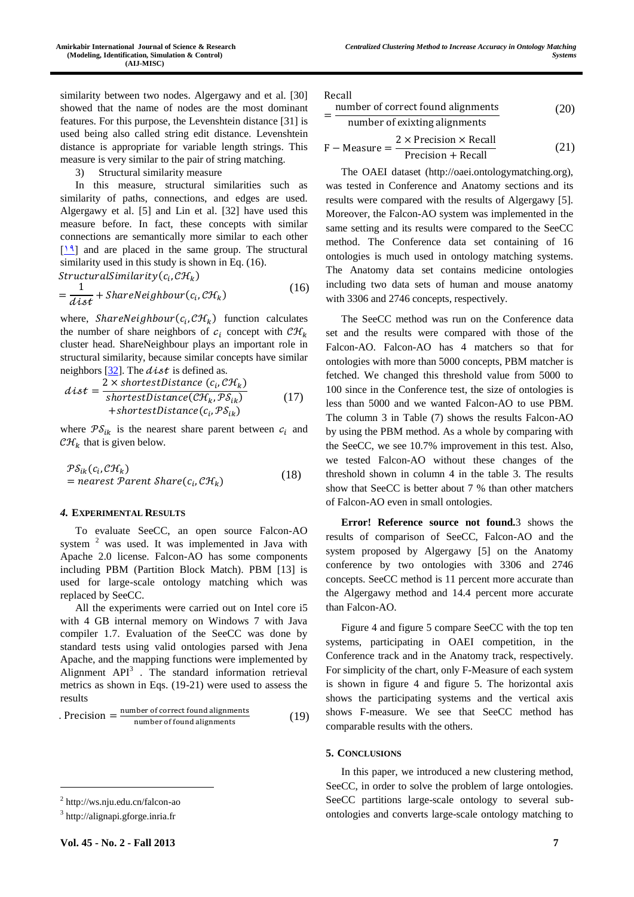similarity between two nodes. Algergawy and et al. [30] showed that the name of nodes are the most dominant features. For this purpose, the Levenshtein distance [31] is used being also called string edit distance. Levenshtein distance is appropriate for variable length strings. This measure is very similar to the pair of string matching.

3) Structural similarity measure

In this measure, structural similarities such as similarity of paths, connections, and edges are used. Algergawy et al. [5] and Lin et al. [32] have used this measure before. In fact, these concepts with similar connections are semantically more similar to each other [۱۹] and are placed in the same group. The structural similarity used in this study is shown in Eq. (16).

$$StructuralSimilarity(c_i, \mathcal{CH}_k) = \frac{1}{dist} + ShareNeighbour(c_i, \mathcal{CH}_k) \tag{16}$$

where, $ShareNeighbour(c_i, \mathcal{CH}_k)$ function calculates the number of share neighbors of $c_i$ concept with $\mathcal{CH}_k$ cluster head. ShareNeighbour plays an important role in structural similarity, because similar concepts have similar neighbors [32]. The $dist$ is defined as.

$$dist = \frac{2 \times shortestDistance\ (c_i, \mathcal{CH}_k)}{shortestDistance(\mathcal{CH}_k, \mathcal{PS}_{ik}) + shortestDistance(c_i, \mathcal{PS}_{ik})} \tag{17}$$

where $\mathcal{PS}_{ik}$ is the nearest share parent between $c_i$ and $\mathcal{CH}_k$ that is given below.

$$\mathcal{PS}_{ik}(c_i, \mathcal{CH}_k) = nearest\ \mathcal{P}arent\ Share(c_i, \mathcal{CH}_k) \tag{18}$$

## 4. EXPERIMENTAL RESULTS

To evaluate SeeCC, an open source Falcon-AO system [2] was used. It was implemented in Java with Apache 2.0 license. Falcon-AO has some components including PBM (Partition Block Match). PBM [13] is used for large-scale ontology matching which was replaced by SeeCC.

All the experiments were carried out on Intel core i5 with 4 GB internal memory on Windows 7 with Java compiler 1.7. Evaluation of the SeeCC was done by standard tests using valid ontologies parsed with Jena Apache, and the mapping functions were implemented by Alignment API[3] . The standard information retrieval metrics as shown in Eqs. (19-21) were used to assess the results

$$\text{Precision} = \frac{\text{number of correct found alignments}}{\text{number of found alignments}} \tag{19}$$

$$\text{Recall} = \frac{\text{number of correct found alignments}}{\text{number of exixting alignments}} \tag{20}$$

$$\text{F} - \text{Measure} = \frac{2 \times \text{Precision} \times \text{Recall}}{\text{Precision} + \text{Recall}} \tag{21}$$

The OAEI dataset (http://oaei.ontologymatching.org), was tested in Conference and Anatomy sections and its results were compared with the results of Algergawy [5]. Moreover, the Falcon-AO system was implemented in the same setting and its results were compared to the SeeCC method. The Conference data set containing of 16 ontologies is much used in ontology matching systems. The Anatomy data set contains medicine ontologies including two data sets of human and mouse anatomy with 3306 and 2746 concepts, respectively.

The SeeCC method was run on the Conference data set and the results were compared with those of the Falcon-AO. Falcon-AO has 4 matchers so that for ontologies with more than 5000 concepts, PBM matcher is fetched. We changed this threshold value from 5000 to 100 since in the Conference test, the size of ontologies is less than 5000 and we wanted Falcon-AO to use PBM. The column 3 in Table (7) shows the results Falcon-AO by using the PBM method. As a whole by comparing with the SeeCC, we see 10.7% improvement in this test. Also, we tested Falcon-AO without these changes of the threshold shown in column 4 in the table 3. The results show that SeeCC is better about 7 % than other matchers of Falcon-AO even in small ontologies.

**Error! Reference source not found.**3 shows the results of comparison of SeeCC, Falcon-AO and the system proposed by Algergawy [5] on the Anatomy conference by two ontologies with 3306 and 2746 concepts. SeeCC method is 11 percent more accurate than the Algergawy method and 14.4 percent more accurate than Falcon-AO.

Figure 4 and figure 5 compare SeeCC with the top ten systems, participating in OAEI competition, in the Conference track and in the Anatomy track, respectively. For simplicity of the chart, only F-Measure of each system is shown in figure 4 and figure 5. The horizontal axis shows the participating systems and the vertical axis shows F-measure. We see that SeeCC method has comparable results with the others.

## 5. CONCLUSIONS

In this paper, we introduced a new clustering method, SeeCC, in order to solve the problem of large ontologies. SeeCC partitions large-scale ontology to several sub-ontologies and converts large-scale ontology matching to

---

[2] http://ws.nju.edu.cn/falcon-ao

[3] http://alignapi.gforge.inria.fr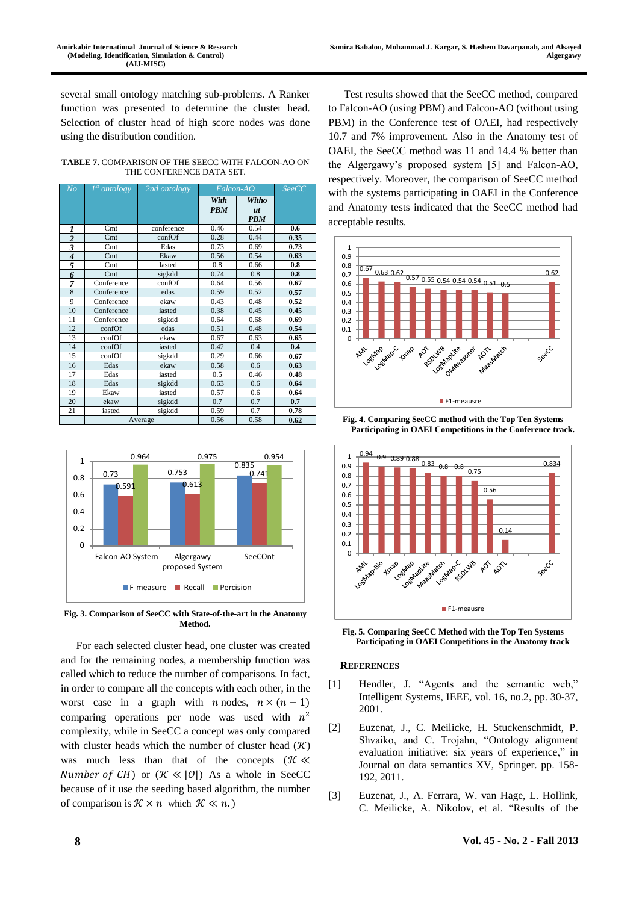several small ontology matching sub-problems. A Ranker function was presented to determine the cluster head. Selection of cluster head of high score nodes was done using the distribution condition.

**TABLE 7.** COMPARISON OF THE SEECC WITH FALCON-AO ON THE CONFERENCE DATA SET.

| No | 1st ontology | 2nd ontology | Falcon-AO | | SeeCC |
|---|---|---|---|---|---|
| | | | With PBM | Without PBM | |
| 1 | Cmt | conference | 0.46 | 0.54 | **0.6** |
| 2 | Cmt | confOf | 0.28 | 0.44 | **0.35** |
| 3 | Cmt | Edas | 0.73 | 0.69 | **0.73** |
| 4 | Cmt | Ekaw | 0.56 | 0.54 | **0.63** |
| 5 | Cmt | Iasted | 0.8 | 0.66 | **0.8** |
| 6 | Cmt | sigkdd | 0.74 | 0.8 | **0.8** |
| 7 | Conference | confOf | 0.64 | 0.56 | **0.67** |
| 8 | Conference | edas | 0.59 | 0.52 | **0.57** |
| 9 | Conference | ekaw | 0.43 | 0.48 | **0.52** |
| 10 | Conference | iasted | 0.38 | 0.45 | **0.45** |
| 11 | Conference | sigkdd | 0.64 | 0.68 | **0.69** |
| 12 | confOf | edas | 0.51 | 0.48 | **0.54** |
| 13 | confOf | ekaw | 0.67 | 0.63 | **0.65** |
| 14 | confOf | iasted | 0.42 | 0.4 | **0.4** |
| 15 | confOf | sigkdd | 0.29 | 0.66 | **0.67** |
| 16 | Edas | ekaw | 0.58 | 0.6 | **0.63** |
| 17 | Edas | iasted | 0.5 | 0.46 | **0.48** |
| 18 | Edas | sigkdd | 0.63 | 0.6 | **0.64** |
| 19 | Ekaw | iasted | 0.57 | 0.6 | **0.64** |
| 20 | ekaw | sigkdd | 0.7 | 0.7 | **0.7** |
| 21 | iasted | sigkdd | 0.59 | 0.7 | **0.78** |
| | Average | | 0.56 | 0.58 | **0.62** |

**Fig. 3. Comparison of SeeCC with State-of-the-art in the Anatomy Method.**

For each selected cluster head, one cluster was created and for the remaining nodes, a membership function was called which to reduce the number of comparisons. In fact, in order to compare all the concepts with each other, in the worst case in a graph with $n$ nodes, $n \times (n-1)$ comparing operations per node was used with $n^2$ complexity, while in SeeCC a concept was only compared with cluster heads which the number of cluster head ($\mathcal{K}$) was much less than that of the concepts ($\mathcal{K} \ll Number\ of\ CH$) or ($\mathcal{K} \ll |O|$) As a whole in SeeCC because of it use the seeding based algorithm, the number of comparison is $\mathcal{K} \times n$ which $\mathcal{K} \ll n$.)

Test results showed that the SeeCC method, compared to Falcon-AO (using PBM) and Falcon-AO (without using PBM) in the Conference test of OAEI, had respectively 10.7 and 7% improvement. Also in the Anatomy test of OAEI, the SeeCC method was 11 and 14.4 % better than the Algergawy's proposed system [5] and Falcon-AO, respectively. Moreover, the comparison of SeeCC method with the systems participating in OAEI in the Conference and Anatomy tests indicated that the SeeCC method had acceptable results.

**Fig. 4. Comparing SeeCC method with the Top Ten Systems Participating in OAEI Competitions in the Conference track.**

**Fig. 5. Comparing SeeCC Method with the Top Ten Systems Participating in OAEI Competitions in the Anatomy track**

## REFERENCES

[1] Hendler, J. "Agents and the semantic web," Intelligent Systems, IEEE, vol. 16, no.2, pp. 30-37, 2001.

[2] Euzenat, J., C. Meilicke, H. Stuckenschmidt, P. Shvaiko, and C. Trojahn, "Ontology alignment evaluation initiative: six years of experience," in Journal on data semantics XV, Springer. pp. 158-192, 2011.

[3] Euzenat, J., A. Ferrara, W. van Hage, L. Hollink, C. Meilicke, A. Nikolov, et al. "Results of the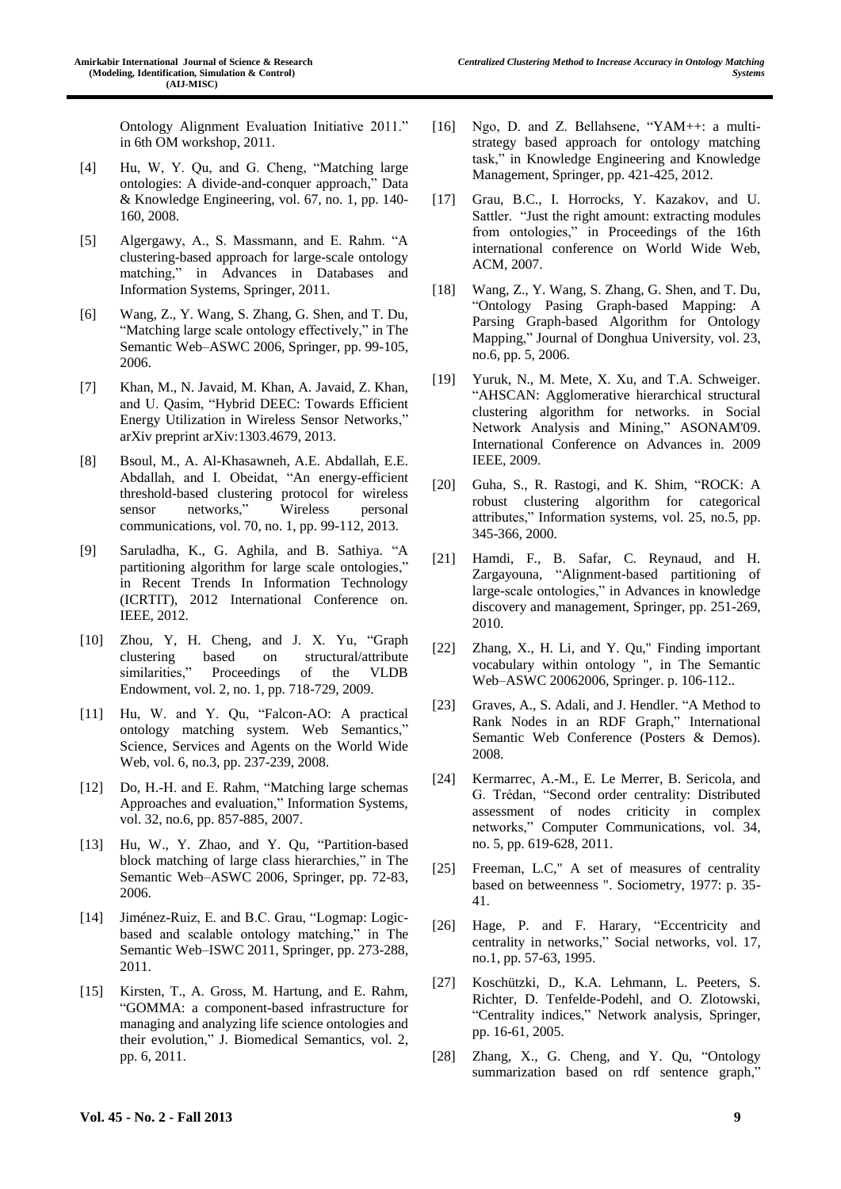Ontology Alignment Evaluation Initiative 2011." in 6th OM workshop, 2011.

[4] Hu, W, Y. Qu, and G. Cheng, "Matching large ontologies: A divide-and-conquer approach," Data & Knowledge Engineering, vol. 67, no. 1, pp. 140-160, 2008.

[5] Algergawy, A., S. Massmann, and E. Rahm. "A clustering-based approach for large-scale ontology matching," in Advances in Databases and Information Systems, Springer, 2011.

[6] Wang, Z., Y. Wang, S. Zhang, G. Shen, and T. Du, "Matching large scale ontology effectively," in The Semantic Web–ASWC 2006, Springer, pp. 99-105, 2006.

[7] Khan, M., N. Javaid, M. Khan, A. Javaid, Z. Khan, and U. Qasim, "Hybrid DEEC: Towards Efficient Energy Utilization in Wireless Sensor Networks," arXiv preprint arXiv:1303.4679, 2013.

[8] Bsoul, M., A. Al-Khasawneh, A.E. Abdallah, E.E. Abdallah, and I. Obeidat, "An energy-efficient threshold-based clustering protocol for wireless sensor networks," Wireless personal communications, vol. 70, no. 1, pp. 99-112, 2013.

[9] Saruladha, K., G. Aghila, and B. Sathiya. "A partitioning algorithm for large scale ontologies," in Recent Trends In Information Technology (ICRTIT), 2012 International Conference on. IEEE, 2012.

[10] Zhou, Y, H. Cheng, and J. X. Yu, "Graph clustering based on structural/attribute similarities," Proceedings of the VLDB Endowment, vol. 2, no. 1, pp. 718-729, 2009.

[11] Hu, W. and Y. Qu, "Falcon-AO: A practical ontology matching system. Web Semantics," Science, Services and Agents on the World Wide Web, vol. 6, no.3, pp. 237-239, 2008.

[12] Do, H.-H. and E. Rahm, "Matching large schemas Approaches and evaluation," Information Systems, vol. 32, no.6, pp. 857-885, 2007.

[13] Hu, W., Y. Zhao, and Y. Qu, "Partition-based block matching of large class hierarchies," in The Semantic Web–ASWC 2006, Springer, pp. 72-83, 2006.

[14] Jiménez-Ruiz, E. and B.C. Grau, "Logmap: Logic-based and scalable ontology matching," in The Semantic Web–ISWC 2011, Springer, pp. 273-288, 2011.

[15] Kirsten, T., A. Gross, M. Hartung, and E. Rahm, "GOMMA: a component-based infrastructure for managing and analyzing life science ontologies and their evolution," J. Biomedical Semantics, vol. 2, pp. 6, 2011.

[16] Ngo, D. and Z. Bellahsene, "YAM++: a multi-strategy based approach for ontology matching task," in Knowledge Engineering and Knowledge Management, Springer, pp. 421-425, 2012.

[17] Grau, B.C., I. Horrocks, Y. Kazakov, and U. Sattler. "Just the right amount: extracting modules from ontologies," in Proceedings of the 16th international conference on World Wide Web, ACM, 2007.

[18] Wang, Z., Y. Wang, S. Zhang, G. Shen, and T. Du, "Ontology Pasing Graph-based Mapping: A Parsing Graph-based Algorithm for Ontology Mapping," Journal of Donghua University, vol. 23, no.6, pp. 5, 2006.

[19] Yuruk, N., M. Mete, X. Xu, and T.A. Schweiger. "AHSCAN: Agglomerative hierarchical structural clustering algorithm for networks. in Social Network Analysis and Mining," ASONAM'09. International Conference on Advances in. 2009 IEEE, 2009.

[20] Guha, S., R. Rastogi, and K. Shim, "ROCK: A robust clustering algorithm for categorical attributes," Information systems, vol. 25, no.5, pp. 345-366, 2000.

[21] Hamdi, F., B. Safar, C. Reynaud, and H. Zargayouna, "Alignment-based partitioning of large-scale ontologies," in Advances in knowledge discovery and management, Springer, pp. 251-269, 2010.

[22] Zhang, X., H. Li, and Y. Qu," Finding important vocabulary within ontology ", in The Semantic Web–ASWC 20062006, Springer. p. 106-112..

[23] Graves, A., S. Adali, and J. Hendler. "A Method to Rank Nodes in an RDF Graph," International Semantic Web Conference (Posters & Demos). 2008.

[24] Kermarrec, A.-M., E. Le Merrer, B. Sericola, and G. Trédan, "Second order centrality: Distributed assessment of nodes criticity in complex networks," Computer Communications, vol. 34, no. 5, pp. 619-628, 2011.

[25] Freeman, L.C," A set of measures of centrality based on betweenness ". Sociometry, 1977: p. 35-41.

[26] Hage, P. and F. Harary, "Eccentricity and centrality in networks," Social networks, vol. 17, no.1, pp. 57-63, 1995.

[27] Koschützki, D., K.A. Lehmann, L. Peeters, S. Richter, D. Tenfelde-Podehl, and O. Zlotowski, "Centrality indices," Network analysis, Springer, pp. 16-61, 2005.

[28] Zhang, X., G. Cheng, and Y. Qu, "Ontology summarization based on rdf sentence graph,"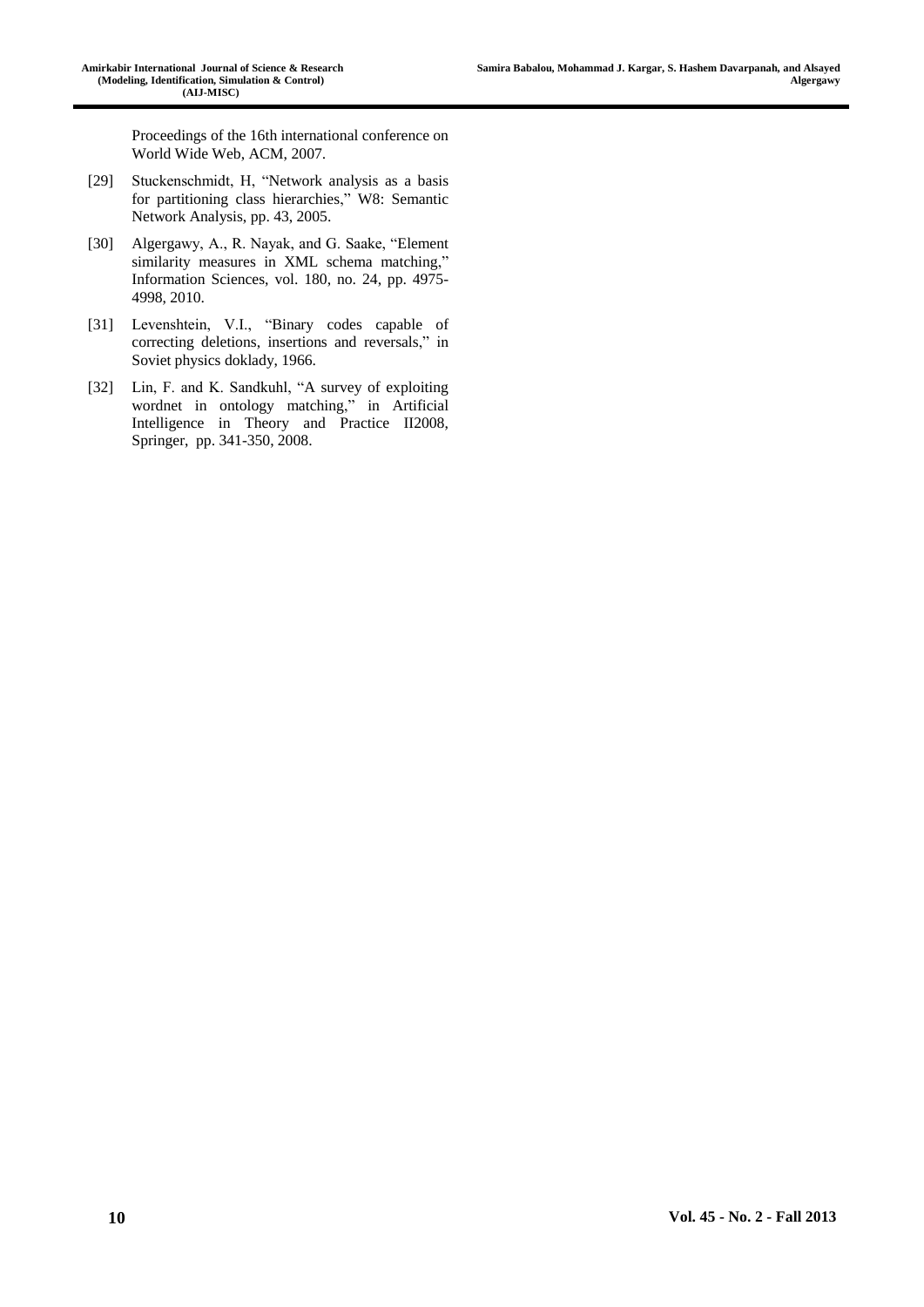Proceedings of the 16th international conference on World Wide Web, ACM, 2007.

[29] Stuckenschmidt, H, "Network analysis as a basis for partitioning class hierarchies," W8: Semantic Network Analysis, pp. 43, 2005.

[30] Algergawy, A., R. Nayak, and G. Saake, "Element similarity measures in XML schema matching," Information Sciences, vol. 180, no. 24, pp. 4975-4998, 2010.

[31] Levenshtein, V.I., "Binary codes capable of correcting deletions, insertions and reversals," in Soviet physics doklady, 1966.

[32] Lin, F. and K. Sandkuhl, "A survey of exploiting wordnet in ontology matching," in Artificial Intelligence in Theory and Practice II2008, Springer, pp. 341-350, 2008.